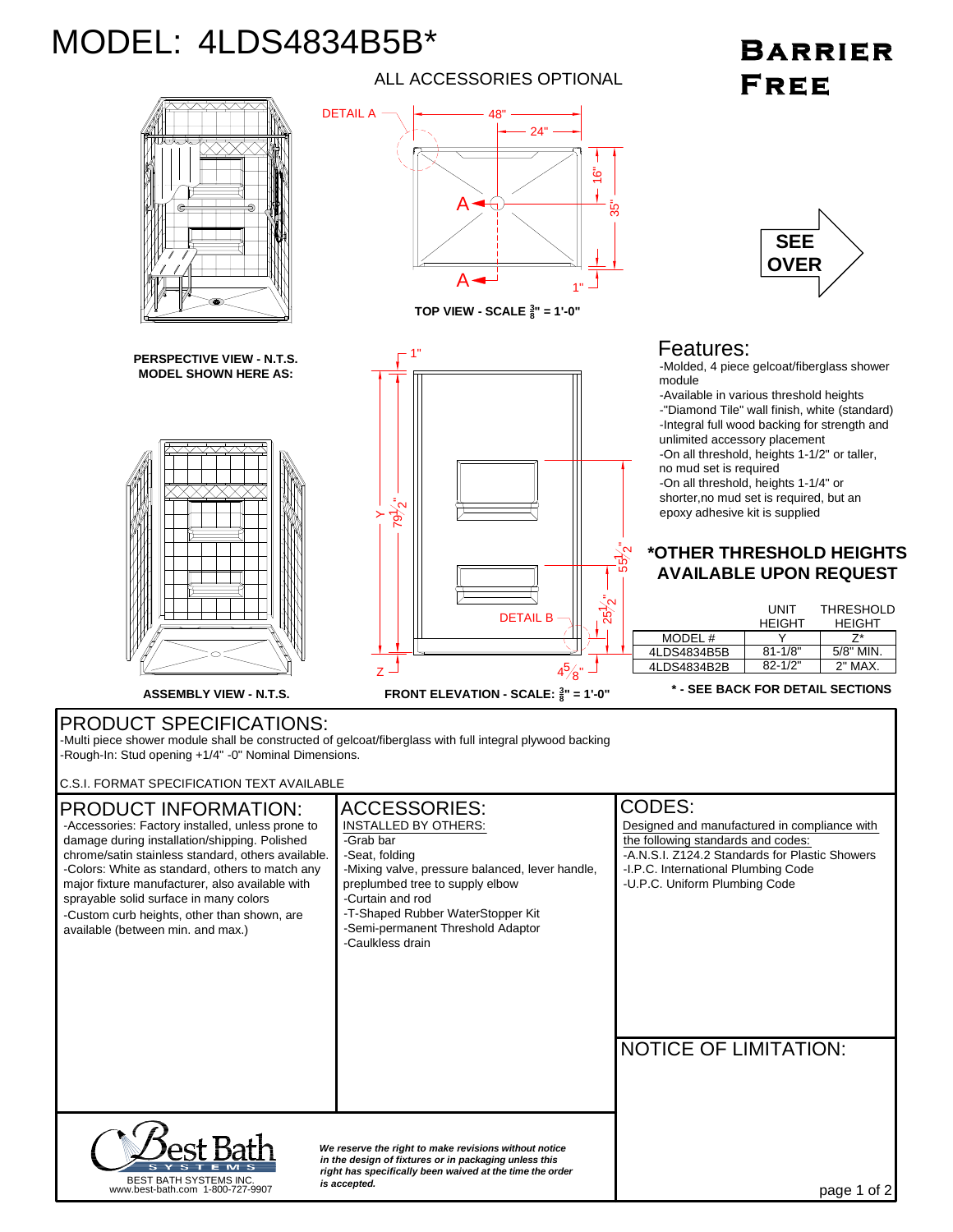# MODEL: 4LDS4834B5B*

**BARRIER FREE**

ALL ACCESSORIES OPTIONAL

DETAIL A

48"

24"

16"

35"

1"

A

A

TOP VIEW - SCALE $\frac{3}{8}$" = 1'-0"

SEE OVER

PERSPECTIVE VIEW - N.T.S.
MODEL SHOWN HERE AS:

1"

Y - $79\frac{1}{2}$"

$55\frac{1}{2}$"

$25\frac{1}{2}$"

DETAIL B

Z

$4\frac{5}{8}$"

ASSEMBLY VIEW - N.T.S.

FRONT ELEVATION - SCALE: $\frac{3}{8}$" = 1'-0"

## Features:

- -Molded, 4 piece gelcoat/fiberglass shower module
- -Available in various threshold heights
- -"Diamond Tile" wall finish, white (standard)
- -Integral full wood backing for strength and unlimited accessory placement
- -On all threshold, heights 1-1/2" or taller, no mud set is required
- -On all threshold, heights 1-1/4" or shorter,no mud set is required, but an epoxy adhesive kit is supplied

**\*OTHER THRESHOLD HEIGHTS AVAILABLE UPON REQUEST**

| MODEL # | UNIT HEIGHT Y | THRESHOLD HEIGHT Z* |
|---|---|---|
| 4LDS4834B5B | 81-1/8" | 5/8" MIN. |
| 4LDS4834B2B | 82-1/2" | 2" MAX. |

**\* - SEE BACK FOR DETAIL SECTIONS**

## PRODUCT SPECIFICATIONS:

-Multi piece shower module shall be constructed of gelcoat/fiberglass with full integral plywood backing
-Rough-In: Stud opening +1/4" -0" Nominal Dimensions.

C.S.I. FORMAT SPECIFICATION TEXT AVAILABLE

## PRODUCT INFORMATION:

-Accessories: Factory installed, unless prone to damage during installation/shipping. Polished chrome/satin stainless standard, others available.
-Colors: White as standard, others to match any major fixture manufacturer, also available with sprayable solid surface in many colors
-Custom curb heights, other than shown, are available (between min. and max.)

## ACCESSORIES:

INSTALLED BY OTHERS:
- -Grab bar
- -Seat, folding
- -Mixing valve, pressure balanced, lever handle, preplumbed tree to supply elbow
- -Curtain and rod
- -T-Shaped Rubber WaterStopper Kit
- -Semi-permanent Threshold Adaptor
- -Caulkless drain

## CODES:

Designed and manufactured in compliance with the following standards and codes:
- -A.N.S.I. Z124.2 Standards for Fiberglass Showers
- -I.P.C. International Plumbing Code
- -U.P.C. Uniform Plumbing Code

## NOTICE OF LIMITATION:

Best Bath SYSTEMS
BEST BATH SYSTEMS INC.
www.best-bath.com 1-800-727-9907

***We reserve the right to make revisions without notice in the design of fixtures or in packaging unless this right has specifically been waived at the time the order is accepted.***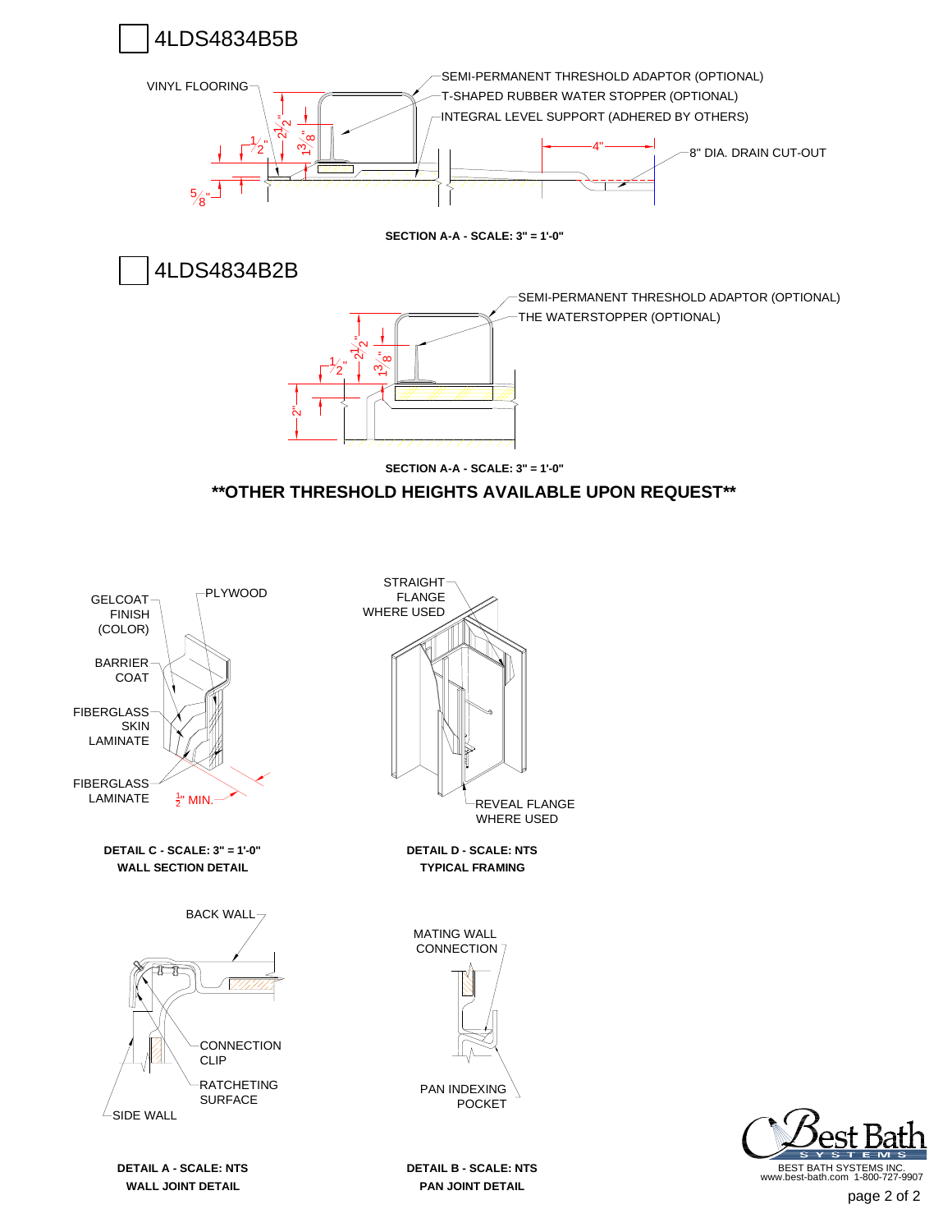☐ 4LDS4834B5B

VINYL FLOORING

SEMI-PERMANENT THRESHOLD ADAPTOR (OPTIONAL)

T-SHAPED RUBBER WATER STOPPER (OPTIONAL)

INTEGRAL LEVEL SUPPORT (ADHERED BY OTHERS)

4"

8" DIA. DRAIN CUT-OUT

2 1/2"

1 3/8"

1/2"

5/8"

**SECTION A-A - SCALE: 3" = 1'-0"**

☐ 4LDS4834B2B

SEMI-PERMANENT THRESHOLD ADAPTOR (OPTIONAL)

THE WATERSTOPPER (OPTIONAL)

2 1/2"

1 3/8"

1/2"

2"

**SECTION A-A - SCALE: 3" = 1'-0"**

**\*\*OTHER THRESHOLD HEIGHTS AVAILABLE UPON REQUEST\*\***

GELCOAT FINISH (COLOR)

PLYWOOD

BARRIER COAT

FIBERGLASS SKIN LAMINATE

FIBERGLASS LAMINATE

1/2" MIN.

**DETAIL C - SCALE: 3" = 1'-0"**
**WALL SECTION DETAIL**

STRAIGHT FLANGE WHERE USED

REVEAL FLANGE WHERE USED

**DETAIL D - SCALE: NTS**
**TYPICAL FRAMING**

BACK WALL

CONNECTION CLIP

RATCHETING SURFACE

SIDE WALL

**DETAIL A - SCALE: NTS**
**WALL JOINT DETAIL**

MATING WALL CONNECTION

PAN INDEXING POCKET

**DETAIL B - SCALE: NTS**
**PAN JOINT DETAIL**

Best Bath SYSTEMS

BEST BATH SYSTEMS INC.
www.best-bath.com 1-800-727-9907